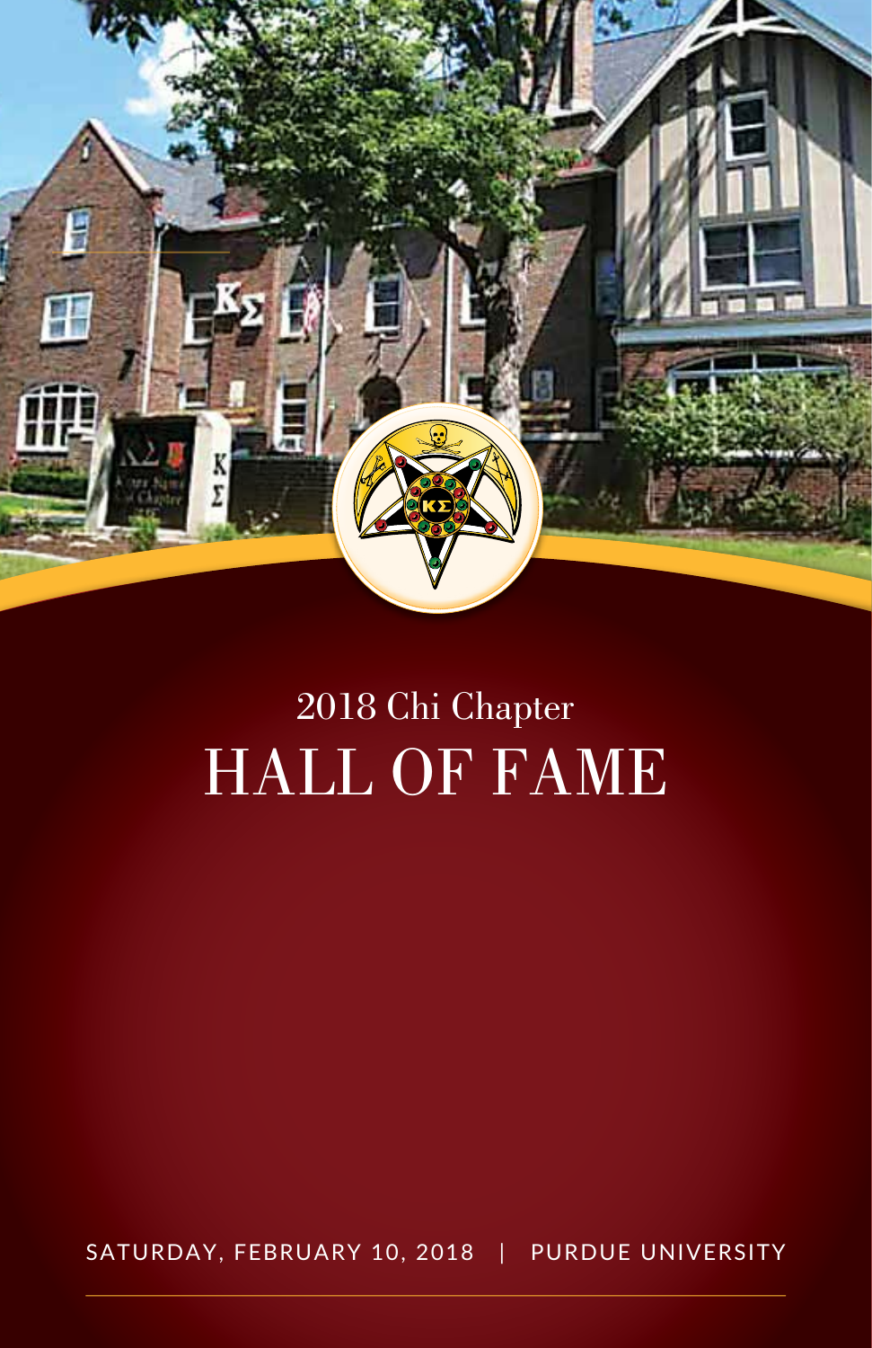2018 Chi Chapter

# HALL OF FAME

SATURDAY, FEBRUARY 10, 2018 | PURDUE UNIVERSITY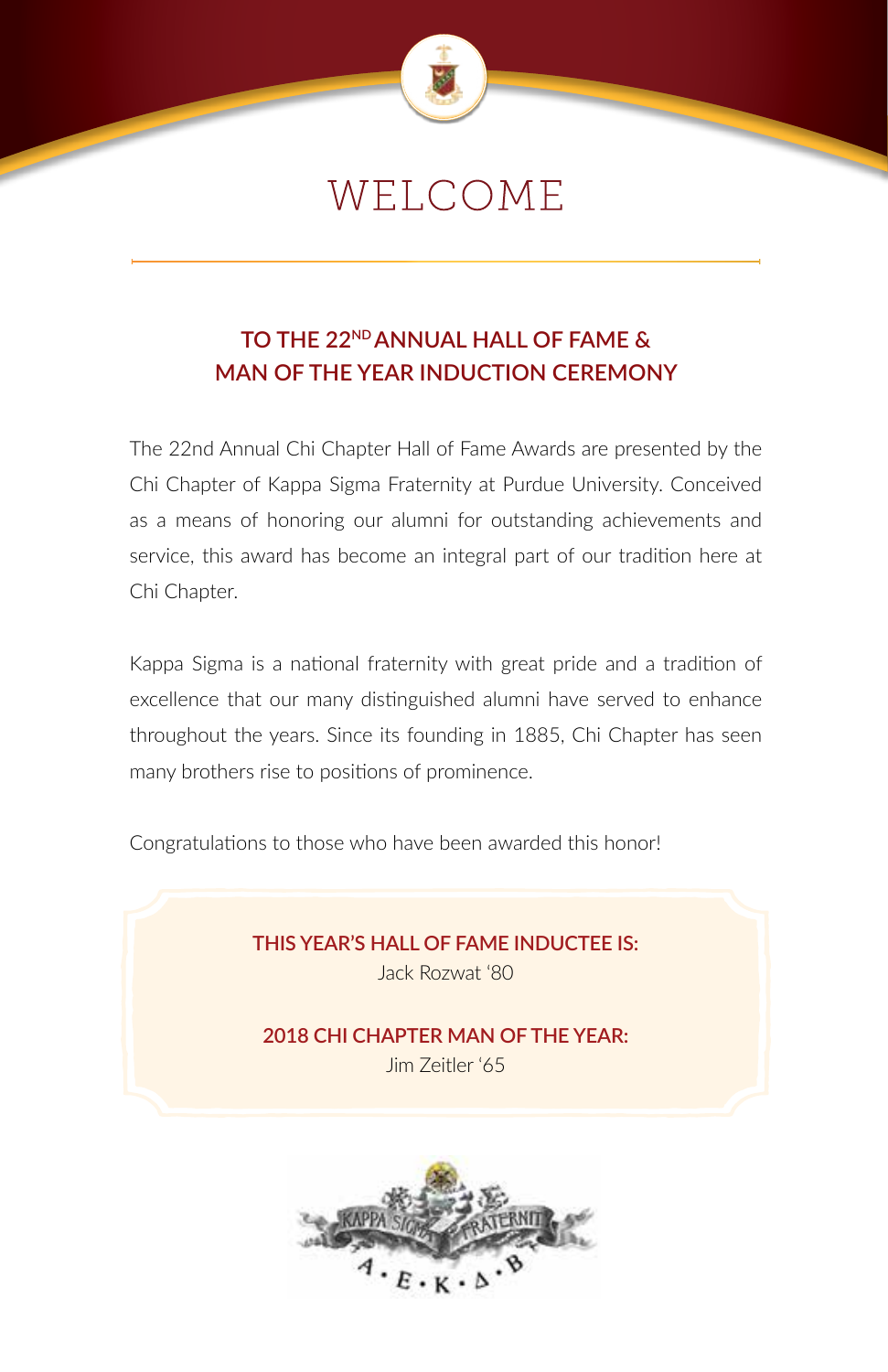# WELCOME

## TO THE 22ND ANNUAL HALL OF FAME & MAN OF THE YEAR INDUCTION CEREMONY

The 22nd Annual Chi Chapter Hall of Fame Awards are presented by the Chi Chapter of Kappa Sigma Fraternity at Purdue University. Conceived as a means of honoring our alumni for outstanding achievements and service, this award has become an integral part of our tradition here at Chi Chapter.

Kappa Sigma is a national fraternity with great pride and a tradition of excellence that our many distinguished alumni have served to enhance throughout the years. Since its founding in 1885, Chi Chapter has seen many brothers rise to positions of prominence.

Congratulations to those who have been awarded this honor!

**THIS YEAR'S HALL OF FAME INDUCTEE IS:**
Jack Rozwat '80

**2018 CHI CHAPTER MAN OF THE YEAR:**
Jim Zeitler '65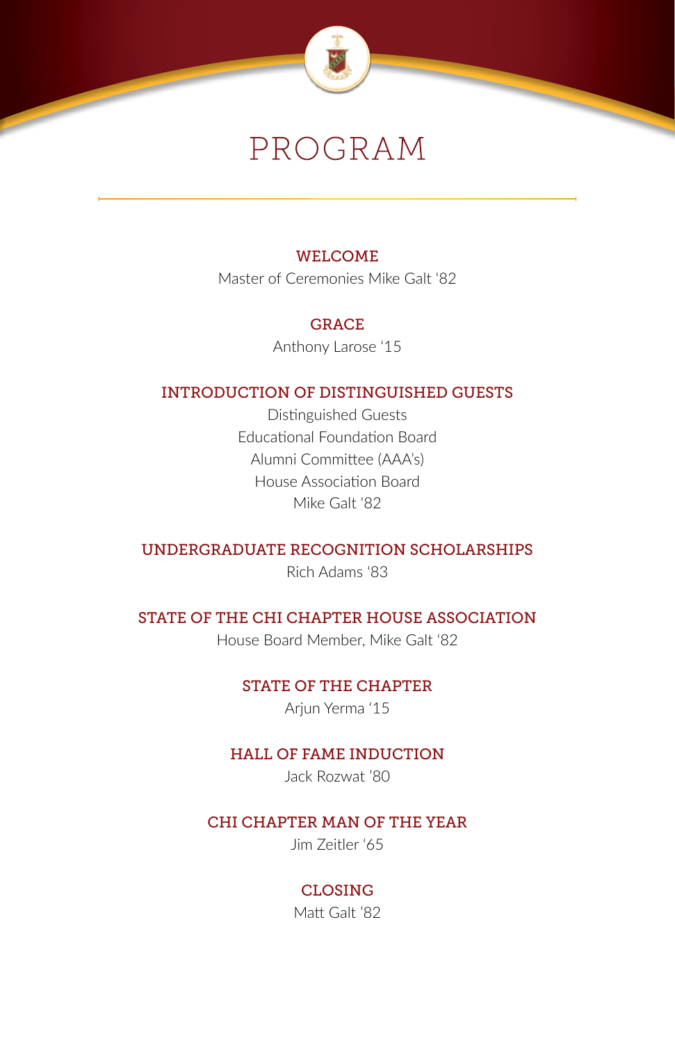# PROGRAM

## WELCOME

Master of Ceremonies Mike Galt '82

## GRACE

Anthony Larose '15

## INTRODUCTION OF DISTINGUISHED GUESTS

Distinguished Guests
Educational Foundation Board
Alumni Committee (AAA's)
House Association Board
Mike Galt '82

## UNDERGRADUATE RECOGNITION SCHOLARSHIPS

Rich Adams '83

## STATE OF THE CHI CHAPTER HOUSE ASSOCIATION

House Board Member, Mike Galt '82

## STATE OF THE CHAPTER

Arjun Yerma '15

## HALL OF FAME INDUCTION

Jack Rozwat '80

## CHI CHAPTER MAN OF THE YEAR

Jim Zeitler '65

## CLOSING

Matt Galt '82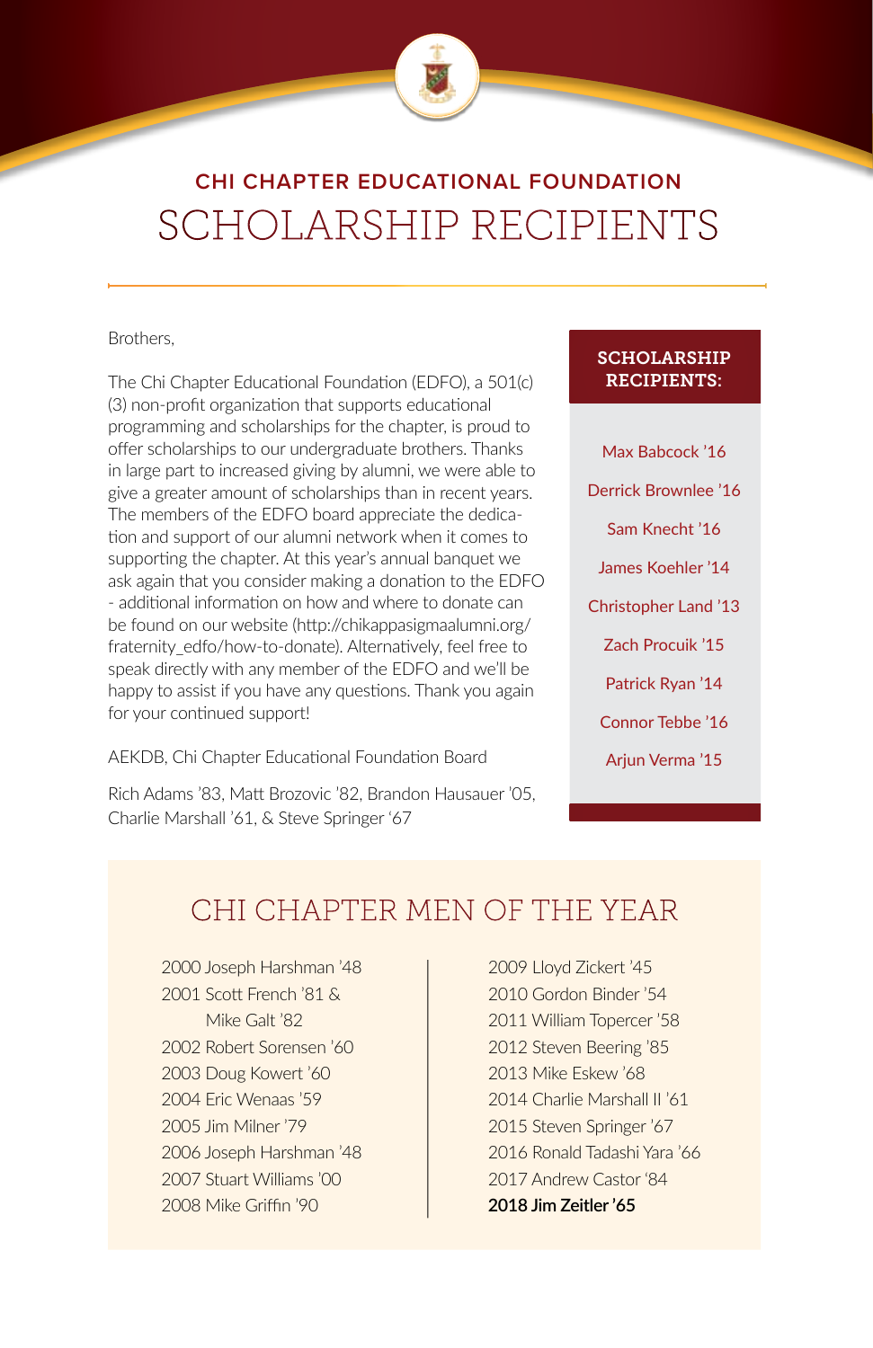## CHI CHAPTER EDUCATIONAL FOUNDATION

# SCHOLARSHIP RECIPIENTS

Brothers,

The Chi Chapter Educational Foundation (EDFO), a 501(c)(3) non-profit organization that supports educational programming and scholarships for the chapter, is proud to offer scholarships to our undergraduate brothers. Thanks in large part to increased giving by alumni, we were able to give a greater amount of scholarships than in recent years. The members of the EDFO board appreciate the dedication and support of our alumni network when it comes to supporting the chapter. At this year's annual banquet we ask again that you consider making a donation to the EDFO - additional information on how and where to donate can be found on our website (http://chikappasigmaalumni.org/fraternity_edfo/how-to-donate). Alternatively, feel free to speak directly with any member of the EDFO and we'll be happy to assist if you have any questions. Thank you again for your continued support!

AEKDB, Chi Chapter Educational Foundation Board

Rich Adams '83, Matt Brozovic '82, Brandon Hausauer '05, Charlie Marshall '61, & Steve Springer '67

### SCHOLARSHIP RECIPIENTS:

- Max Babcock '16
- Derrick Brownlee '16
- Sam Knecht '16
- James Koehler '14
- Christopher Land '13
- Zach Procuik '15
- Patrick Ryan '14
- Connor Tebbe '16
- Arjun Verma '15

## CHI CHAPTER MEN OF THE YEAR

2000 Joseph Harshman '48
2001 Scott French '81 & Mike Galt '82
2002 Robert Sorensen '60
2003 Doug Kowert '60
2004 Eric Wenaas '59
2005 Jim Milner '79
2006 Joseph Harshman '48
2007 Stuart Williams '00
2008 Mike Griffin '90
2009 Lloyd Zickert '45
2010 Gordon Binder '54
2011 William Topercer '58
2012 Steven Beering '85
2013 Mike Eskew '68
2014 Charlie Marshall II '61
2015 Steven Springer '67
2016 Ronald Tadashi Yara '66
2017 Andrew Castor '84
**2018 Jim Zeitler '65**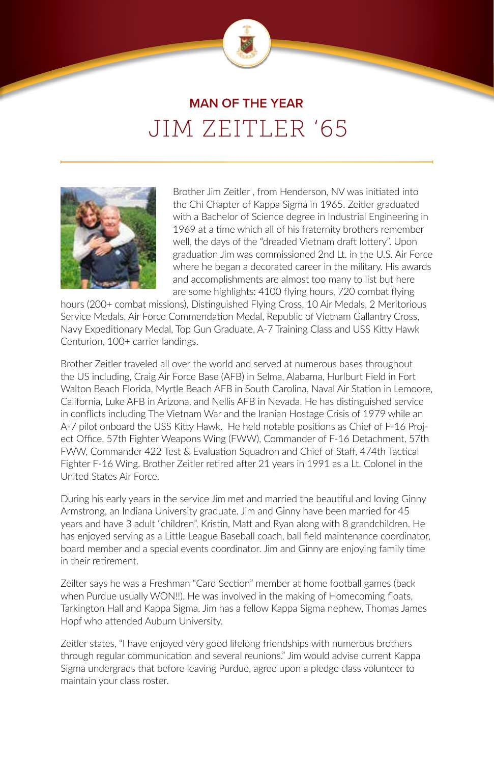## MAN OF THE YEAR

# JIM ZEITLER '65

Brother Jim Zeitler , from Henderson, NV was initiated into the Chi Chapter of Kappa Sigma in 1965. Zeitler graduated with a Bachelor of Science degree in Industrial Engineering in 1969 at a time which all of his fraternity brothers remember well, the days of the "dreaded Vietnam draft lottery". Upon graduation Jim was commissioned 2nd Lt. in the U.S. Air Force where he began a decorated career in the military. His awards and accomplishments are almost too many to list but here are some highlights: 4100 flying hours, 720 combat flying hours (200+ combat missions), Distinguished Flying Cross, 10 Air Medals, 2 Meritorious Service Medals, Air Force Commendation Medal, Republic of Vietnam Gallantry Cross, Navy Expeditionary Medal, Top Gun Graduate, A-7 Training Class and USS Kitty Hawk Centurion, 100+ carrier landings.

Brother Zeitler traveled all over the world and served at numerous bases throughout the US including, Craig Air Force Base (AFB) in Selma, Alabama, Hurlburt Field in Fort Walton Beach Florida, Myrtle Beach AFB in South Carolina, Naval Air Station in Lemoore, California, Luke AFB in Arizona, and Nellis AFB in Nevada. He has distinguished service in conflicts including The Vietnam War and the Iranian Hostage Crisis of 1979 while an A-7 pilot onboard the USS Kitty Hawk. He held notable positions as Chief of F-16 Project Office, 57th Fighter Weapons Wing (FWW), Commander of F-16 Detachment, 57th FWW, Commander 422 Test & Evaluation Squadron and Chief of Staff, 474th Tactical Fighter F-16 Wing. Brother Zeitler retired after 21 years in 1991 as a Lt. Colonel in the United States Air Force.

During his early years in the service Jim met and married the beautiful and loving Ginny Armstrong, an Indiana University graduate. Jim and Ginny have been married for 45 years and have 3 adult "children", Kristin, Matt and Ryan along with 8 grandchildren. He has enjoyed serving as a Little League Baseball coach, ball field maintenance coordinator, board member and a special events coordinator. Jim and Ginny are enjoying family time in their retirement.

Zeilter says he was a Freshman "Card Section" member at home football games (back when Purdue usually WON!!). He was involved in the making of Homecoming floats, Tarkington Hall and Kappa Sigma. Jim has a fellow Kappa Sigma nephew, Thomas James Hopf who attended Auburn University.

Zeitler states, "I have enjoyed very good lifelong friendships with numerous brothers through regular communication and several reunions." Jim would advise current Kappa Sigma undergrads that before leaving Purdue, agree upon a pledge class volunteer to maintain your class roster.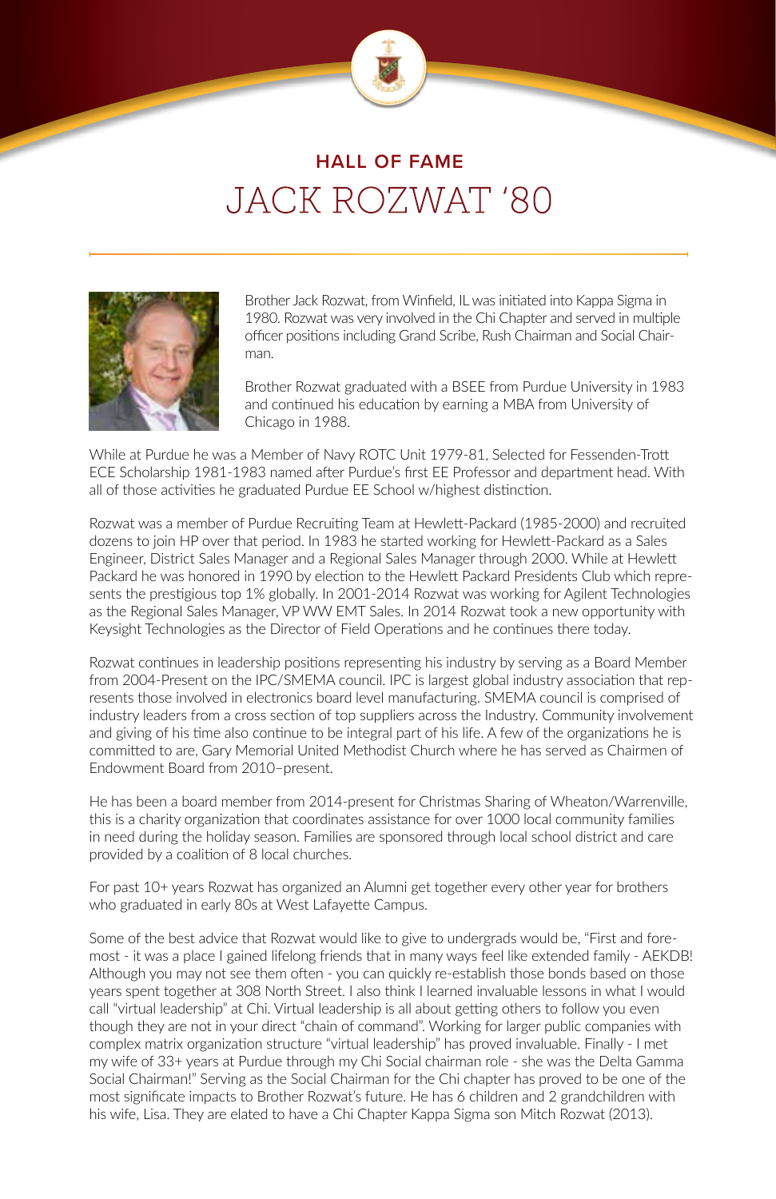## HALL OF FAME

# JACK ROZWAT '80

Brother Jack Rozwat, from Winfield, IL was initiated into Kappa Sigma in 1980. Rozwat was very involved in the Chi Chapter and served in multiple officer positions including Grand Scribe, Rush Chairman and Social Chairman.

Brother Rozwat graduated with a BSEE from Purdue University in 1983 and continued his education by earning a MBA from University of Chicago in 1988.

While at Purdue he was a Member of Navy ROTC Unit 1979-81, Selected for Fessenden-Trott ECE Scholarship 1981-1983 named after Purdue's first EE Professor and department head. With all of those activities he graduated Purdue EE School w/highest distinction.

Rozwat was a member of Purdue Recruiting Team at Hewlett-Packard (1985-2000) and recruited dozens to join HP over that period. In 1983 he started working for Hewlett-Packard as a Sales Engineer, District Sales Manager and a Regional Sales Manager through 2000. While at Hewlett Packard he was honored in 1990 by election to the Hewlett Packard Presidents Club which represents the prestigious top 1% globally. In 2001-2014 Rozwat was working for Agilent Technologies as the Regional Sales Manager, VP WW EMT Sales. In 2014 Rozwat took a new opportunity with Keysight Technologies as the Director of Field Operations and he continues there today.

Rozwat continues in leadership positions representing his industry by serving as a Board Member from 2004-Present on the IPC/SMEMA council. IPC is largest global industry association that represents those involved in electronics board level manufacturing. SMEMA council is comprised of industry leaders from a cross section of top suppliers across the Industry. Community involvement and giving of his time also continue to be integral part of his life. A few of the organizations he is committed to are, Gary Memorial United Methodist Church where he has served as Chairmen of Endowment Board from 2010–present.

He has been a board member from 2014-present for Christmas Sharing of Wheaton/Warrenville, this is a charity organization that coordinates assistance for over 1000 local community families in need during the holiday season. Families are sponsored through local school district and care provided by a coalition of 8 local churches.

For past 10+ years Rozwat has organized an Alumni get together every other year for brothers who graduated in early 80s at West Lafayette Campus.

Some of the best advice that Rozwat would like to give to undergrads would be, "First and foremost - it was a place I gained lifelong friends that in many ways feel like extended family - AEKDB! Although you may not see them often - you can quickly re-establish those bonds based on those years spent together at 308 North Street. I also think I learned invaluable lessons in what I would call "virtual leadership" at Chi. Virtual leadership is all about getting others to follow you even though they are not in your direct "chain of command". Working for larger public companies with complex matrix organization structure "virtual leadership" has proved invaluable. Finally - I met my wife of 33+ years at Purdue through my Chi Social chairman role - she was the Delta Gamma Social Chairman!" Serving as the Social Chairman for the Chi chapter has proved to be one of the most significate impacts to Brother Rozwat's future. He has 6 children and 2 grandchildren with his wife, Lisa. They are elated to have a Chi Chapter Kappa Sigma son Mitch Rozwat (2013).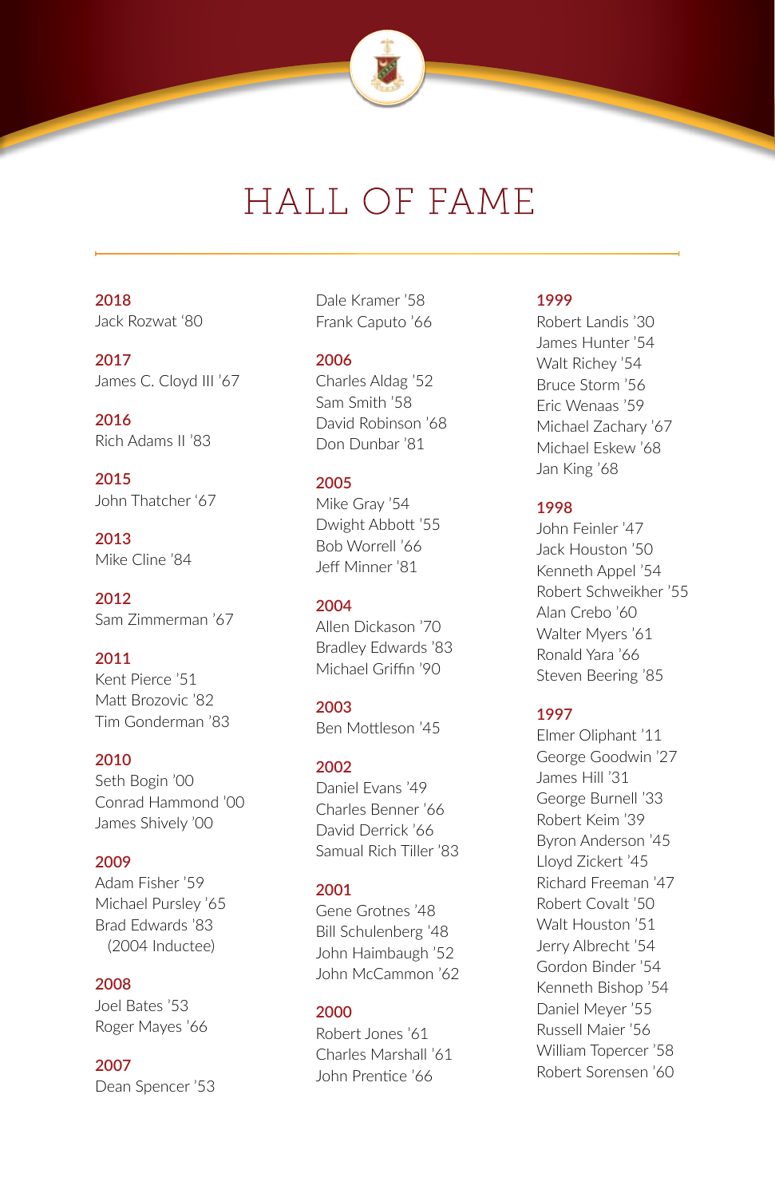# HALL OF FAME

**2018**
Jack Rozwat '80

**2017**
James C. Cloyd III '67

**2016**
Rich Adams II '83

**2015**
John Thatcher '67

**2013**
Mike Cline '84

**2012**
Sam Zimmerman '67

**2011**
Kent Pierce '51
Matt Brozovic '82
Tim Gonderman '83

**2010**
Seth Bogin '00
Conrad Hammond '00
James Shively '00

**2009**
Adam Fisher '59
Michael Pursley '65
Brad Edwards '83
(2004 Inductee)

**2008**
Joel Bates '53
Roger Mayes '66

**2007**
Dean Spencer '53
Dale Kramer '58
Frank Caputo '66

**2006**
Charles Aldag '52
Sam Smith '58
David Robinson '68
Don Dunbar '81

**2005**
Mike Gray '54
Dwight Abbott '55
Bob Worrell '66
Jeff Minner '81

**2004**
Allen Dickason '70
Bradley Edwards '83
Michael Griffin '90

**2003**
Ben Mottleson '45

**2002**
Daniel Evans '49
Charles Benner '66
David Derrick '66
Samual Rich Tiller '83

**2001**
Gene Grotnes '48
Bill Schulenberg '48
John Haimbaugh '52
John McCammon '62

**2000**
Robert Jones '61
Charles Marshall '61
John Prentice '66

**1999**
Robert Landis '30
James Hunter '54
Walt Richey '54
Bruce Storm '56
Eric Wenaas '59
Michael Zachary '67
Michael Eskew '68
Jan King '68

**1998**
John Feinler '47
Jack Houston '50
Kenneth Appel '54
Robert Schweikher '55
Alan Crebo '60
Walter Myers '61
Ronald Yara '66
Steven Beering '85

**1997**
Elmer Oliphant '11
George Goodwin '27
James Hill '31
George Burnell '33
Robert Keim '39
Byron Anderson '45
Lloyd Zickert '45
Richard Freeman '47
Robert Covalt '50
Walt Houston '51
Jerry Albrecht '54
Gordon Binder '54
Kenneth Bishop '54
Daniel Meyer '55
Russell Maier '56
William Topercer '58
Robert Sorensen '60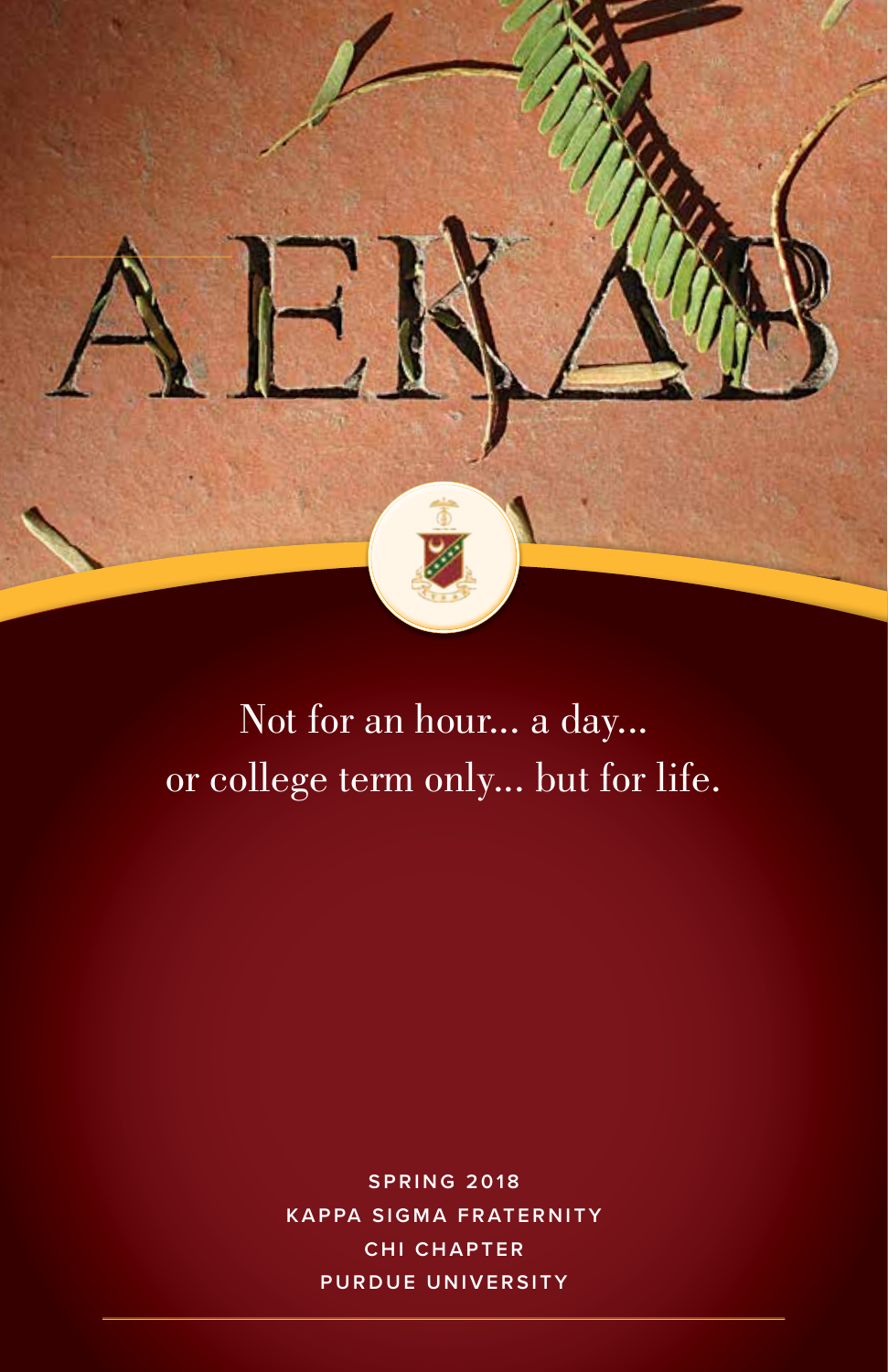Not for an hour... a day...
or college term only... but for life.

**SPRING 2018**
**KAPPA SIGMA FRATERNITY**
**CHI CHAPTER**
**PURDUE UNIVERSITY**